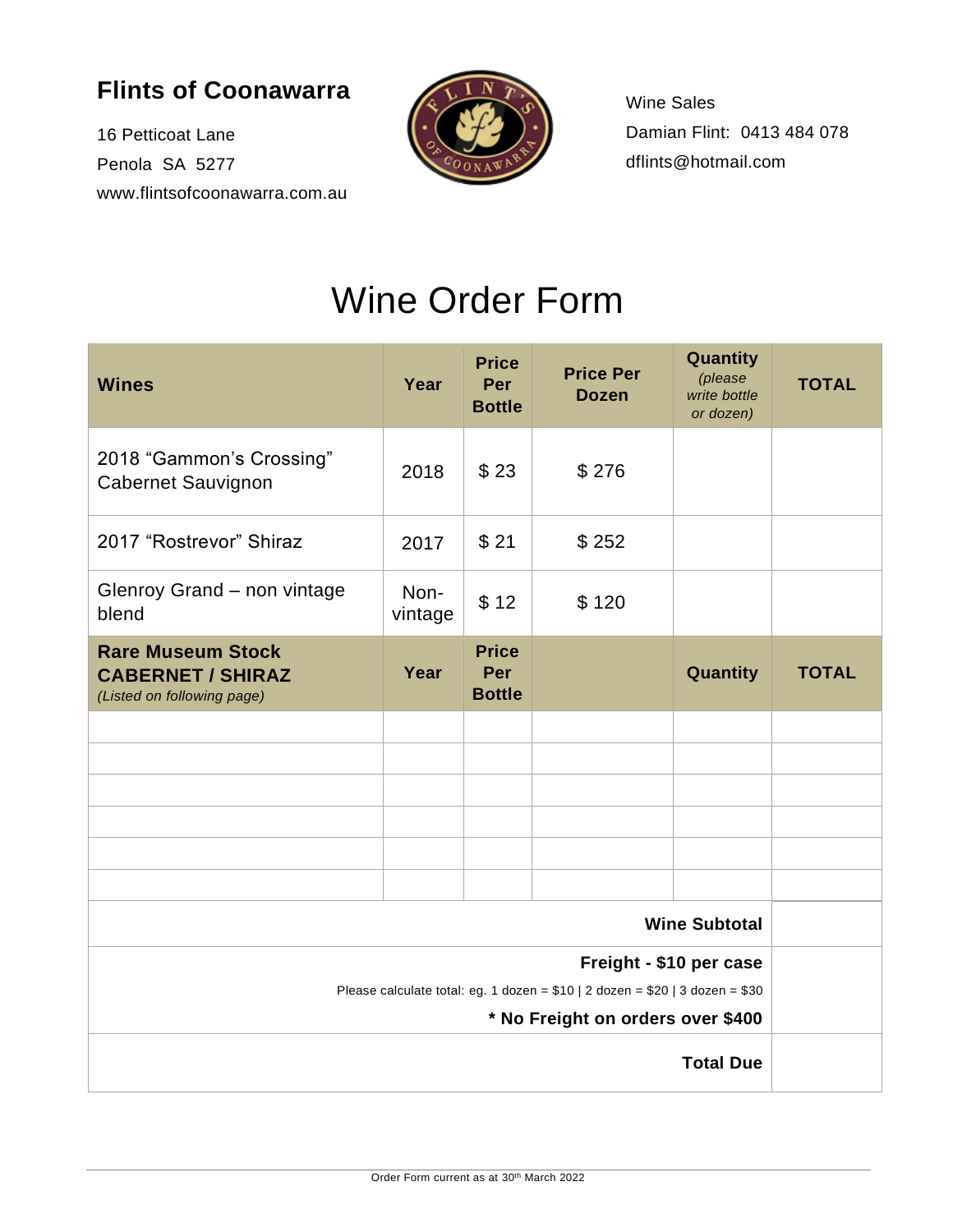## Flints of Coonawarra

16 Petticoat Lane
Penola SA 5277
www.flintsofcoonawarra.com.au

Wine Sales
Damian Flint: 0413 484 078
dflints@hotmail.com

# Wine Order Form

| Wines | Year | Price Per Bottle | Price Per Dozen | Quantity *(please write bottle or dozen)* | TOTAL |
|---|---|---|---|---|---|
| 2018 "Gammon's Crossing" Cabernet Sauvignon | 2018 | $ 23 | $ 276 | | |
| 2017 "Rostrevor" Shiraz | 2017 | $ 21 | $ 252 | | |
| Glenroy Grand – non vintage blend | Non-vintage | $ 12 | $ 120 | | |
| **Rare Museum Stock CABERNET / SHIRAZ** *(Listed on following page)* | **Year** | **Price Per Bottle** | | **Quantity** | **TOTAL** |
| | | | | | |
| | | | | | |
| | | | | | |
| | | | | | |
| | | | | | |
| | | | | | |
| | | | | **Wine Subtotal** | |
| | | | | **Freight - $10 per case** Please calculate total: eg. 1 dozen = $10 \| 2 dozen = $20 \| 3 dozen = $30 **\* No Freight on orders over $400** | |
| | | | | **Total Due** | |

Order Form current as at 30th March 2022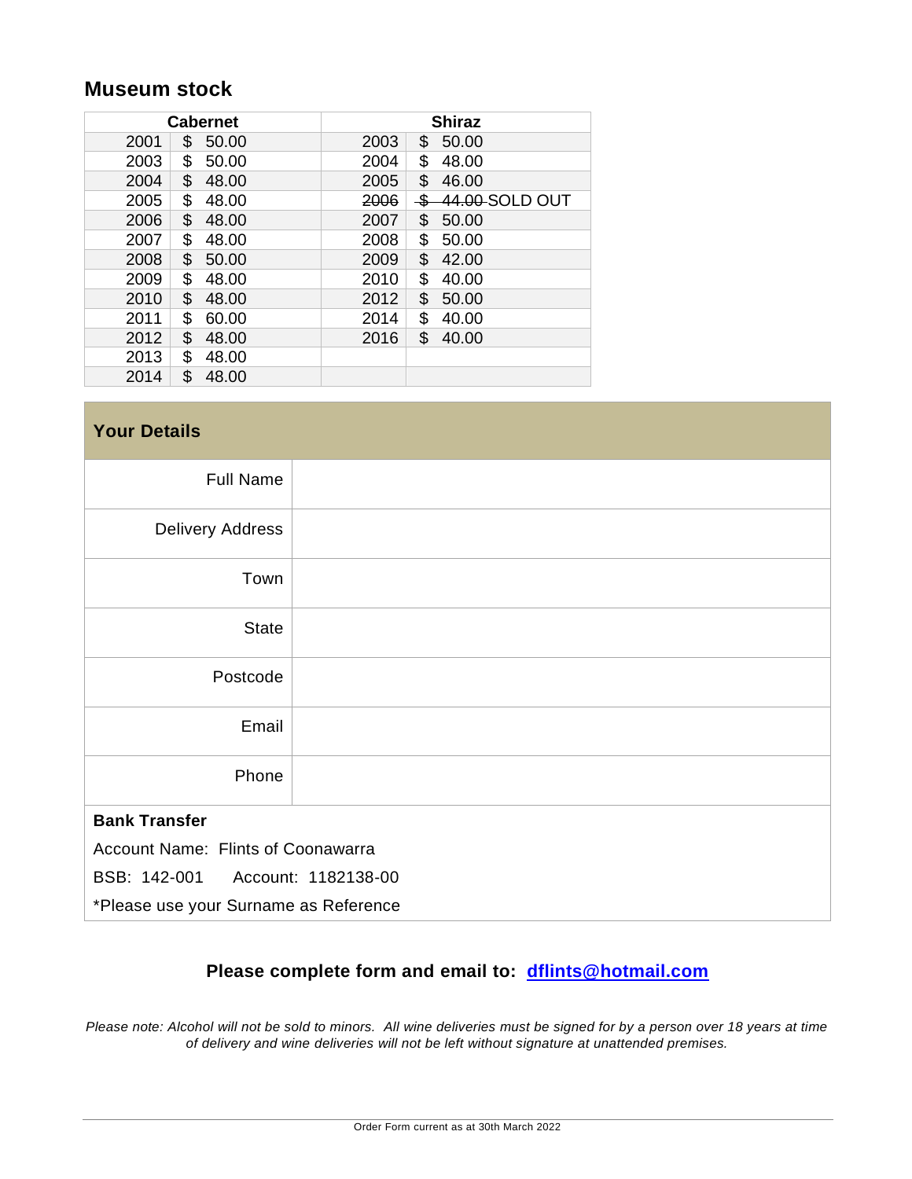## Museum stock

| Cabernet | | Shiraz | |
|---|---|---|---|
| 2001 | $ 50.00 | 2003 | $ 50.00 |
| 2003 | $ 50.00 | 2004 | $ 48.00 |
| 2004 | $ 48.00 | 2005 | $ 46.00 |
| 2005 | $ 48.00 | ~~2006~~ | ~~$ 44.00~~ SOLD OUT |
| 2006 | $ 48.00 | 2007 | $ 50.00 |
| 2007 | $ 48.00 | 2008 | $ 50.00 |
| 2008 | $ 50.00 | 2009 | $ 42.00 |
| 2009 | $ 48.00 | 2010 | $ 40.00 |
| 2010 | $ 48.00 | 2012 | $ 50.00 |
| 2011 | $ 60.00 | 2014 | $ 40.00 |
| 2012 | $ 48.00 | 2016 | $ 40.00 |
| 2013 | $ 48.00 | | |
| 2014 | $ 48.00 | | |

### Your Details

| | |
|---|---|
| Full Name | |
| Delivery Address | |
| Town | |
| State | |
| Postcode | |
| Email | |
| Phone | |

**Bank Transfer**

Account Name: Flints of Coonawarra

BSB: 142-001 Account: 1182138-00

*Please use your Surname as Reference

**Please complete form and email to: dflints@hotmail.com**

*Please note: Alcohol will not be sold to minors. All wine deliveries must be signed for by a person over 18 years at time of delivery and wine deliveries will not be left without signature at unattended premises.*

Order Form current as at 30th March 2022